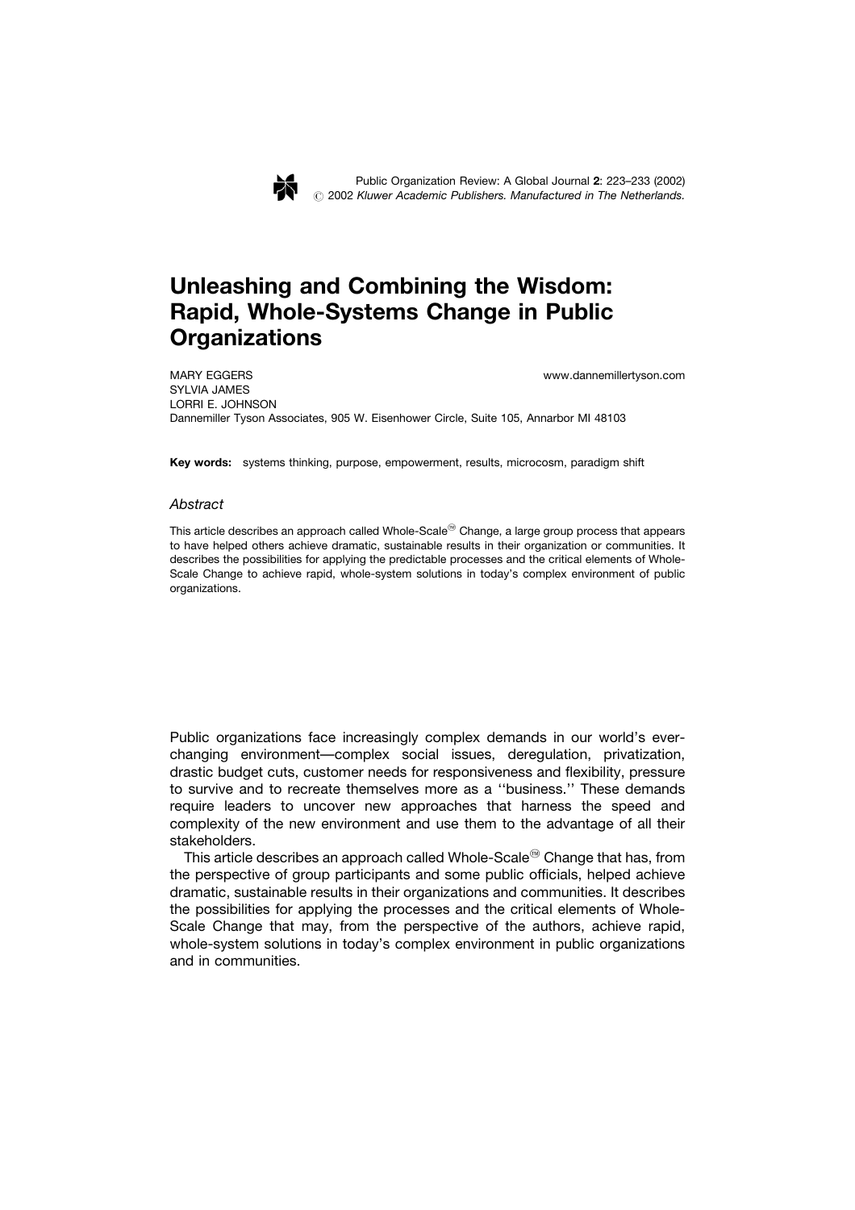# Unleashing and Combining the Wisdom: Rapid, Whole-Systems Change in Public Organizations

MARY EGGERS
SYLVIA JAMES
LORRI E. JOHNSON
Dannemiller Tyson Associates, 905 W. Eisenhower Circle, Suite 105, Annarbor MI 48103

www.dannemillertyson.com

**Key words:** systems thinking, purpose, empowerment, results, microcosm, paradigm shift

## *Abstract*

This article describes an approach called Whole-Scale™ Change, a large group process that appears to have helped others achieve dramatic, sustainable results in their organization or communities. It describes the possibilities for applying the predictable processes and the critical elements of Whole-Scale Change to achieve rapid, whole-system solutions in today's complex environment of public organizations.

Public organizations face increasingly complex demands in our world's ever-changing environment—complex social issues, deregulation, privatization, drastic budget cuts, customer needs for responsiveness and flexibility, pressure to survive and to recreate themselves more as a ''business.'' These demands require leaders to uncover new approaches that harness the speed and complexity of the new environment and use them to the advantage of all their stakeholders.

This article describes an approach called Whole-Scale™ Change that has, from the perspective of group participants and some public officials, helped achieve dramatic, sustainable results in their organizations and communities. It describes the possibilities for applying the processes and the critical elements of Whole-Scale Change that may, from the perspective of the authors, achieve rapid, whole-system solutions in today's complex environment in public organizations and in communities.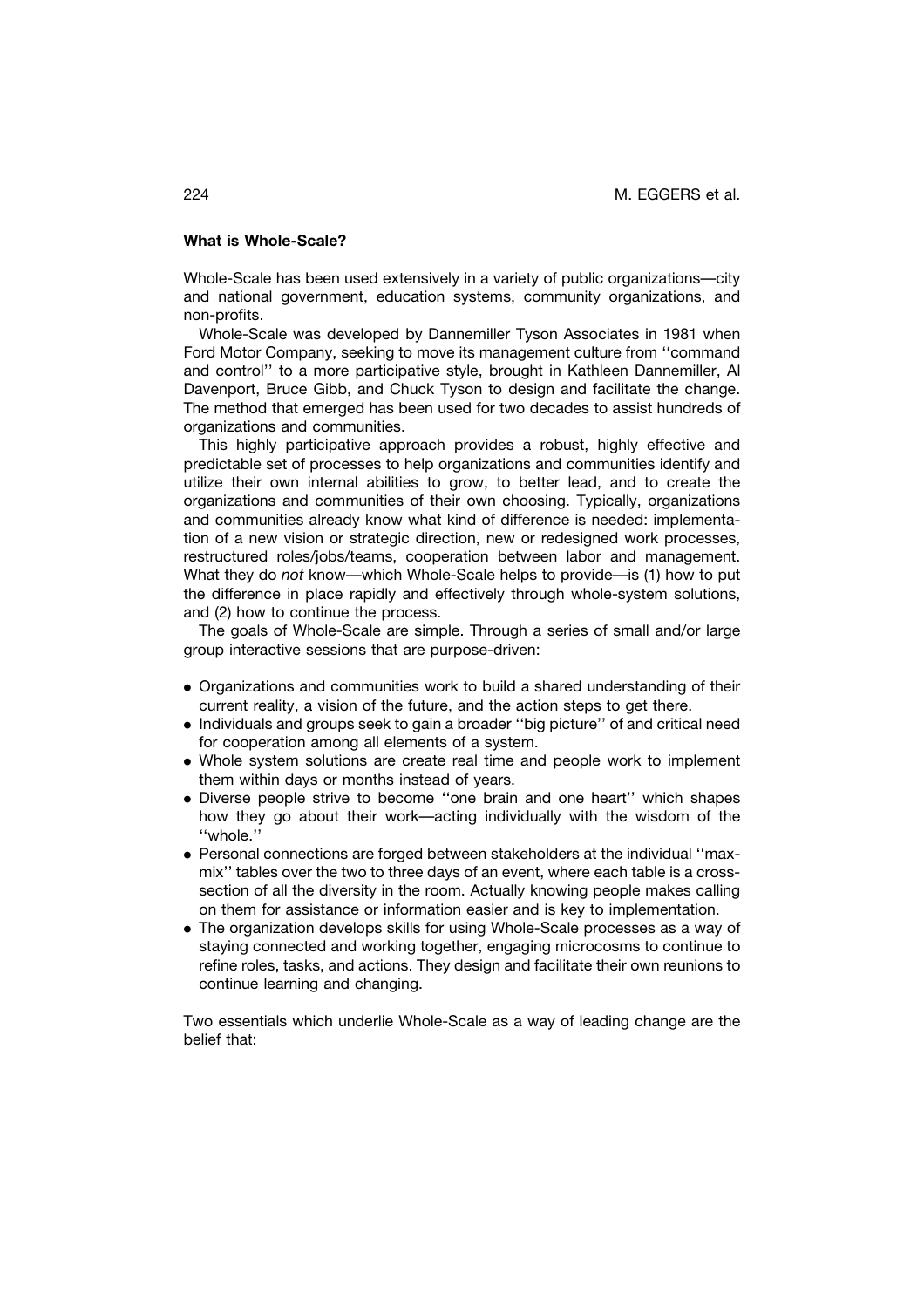**What is Whole-Scale?**

Whole-Scale has been used extensively in a variety of public organizations—city and national government, education systems, community organizations, and non-profits.

Whole-Scale was developed by Dannemiller Tyson Associates in 1981 when Ford Motor Company, seeking to move its management culture from ''command and control'' to a more participative style, brought in Kathleen Dannemiller, Al Davenport, Bruce Gibb, and Chuck Tyson to design and facilitate the change. The method that emerged has been used for two decades to assist hundreds of organizations and communities.

This highly participative approach provides a robust, highly effective and predictable set of processes to help organizations and communities identify and utilize their own internal abilities to grow, to better lead, and to create the organizations and communities of their own choosing. Typically, organizations and communities already know what kind of difference is needed: implementation of a new vision or strategic direction, new or redesigned work processes, restructured roles/jobs/teams, cooperation between labor and management. What they do *not* know—which Whole-Scale helps to provide—is (1) how to put the difference in place rapidly and effectively through whole-system solutions, and (2) how to continue the process.

The goals of Whole-Scale are simple. Through a series of small and/or large group interactive sessions that are purpose-driven:

- Organizations and communities work to build a shared understanding of their current reality, a vision of the future, and the action steps to get there.
- Individuals and groups seek to gain a broader ''big picture'' of and critical need for cooperation among all elements of a system.
- Whole system solutions are create real time and people work to implement them within days or months instead of years.
- Diverse people strive to become ''one brain and one heart'' which shapes how they go about their work—acting individually with the wisdom of the ''whole.''
- Personal connections are forged between stakeholders at the individual ''max-mix'' tables over the two to three days of an event, where each table is a cross-section of all the diversity in the room. Actually knowing people makes calling on them for assistance or information easier and is key to implementation.
- The organization develops skills for using Whole-Scale processes as a way of staying connected and working together, engaging microcosms to continue to refine roles, tasks, and actions. They design and facilitate their own reunions to continue learning and changing.

Two essentials which underlie Whole-Scale as a way of leading change are the belief that: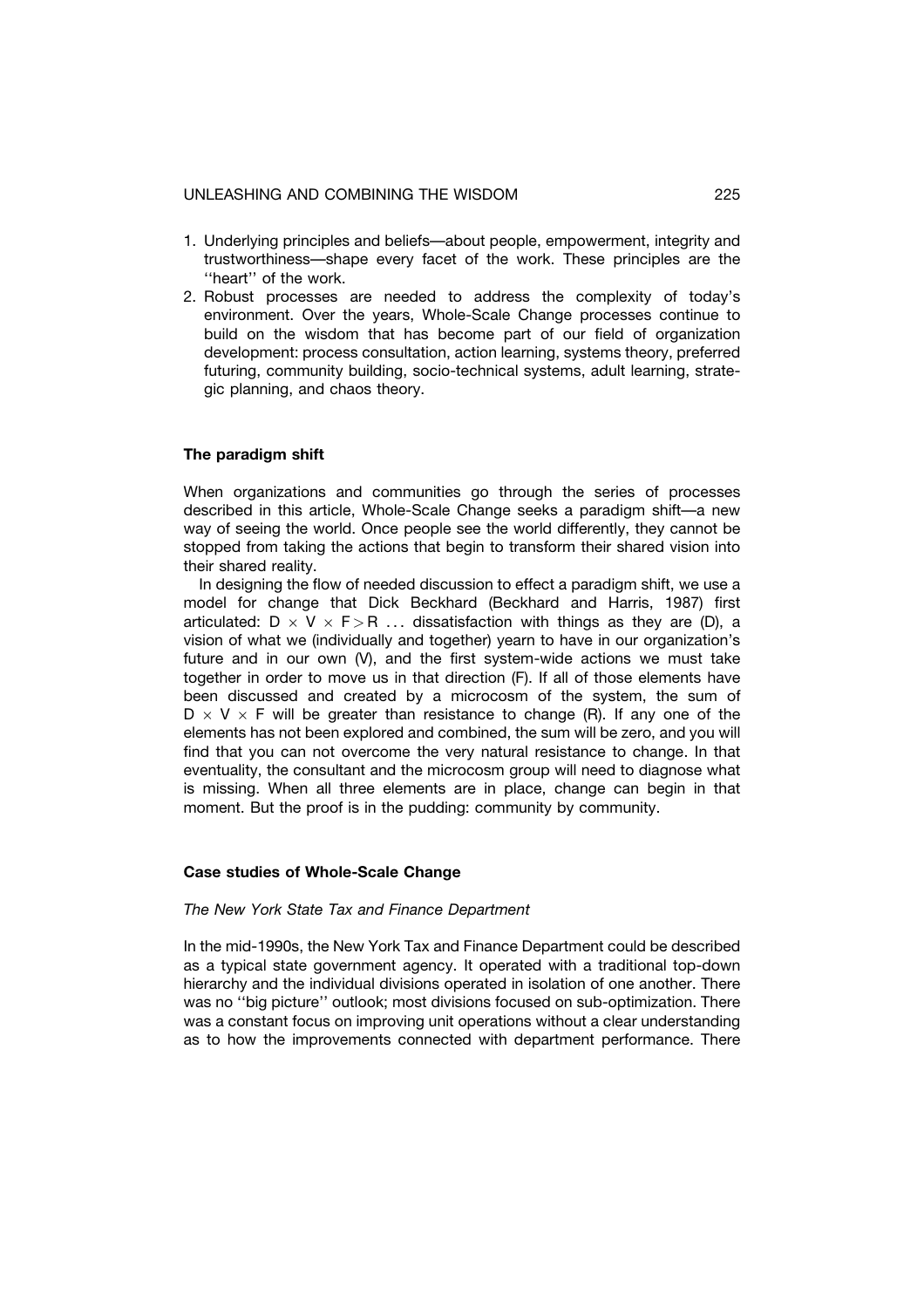1. Underlying principles and beliefs—about people, empowerment, integrity and trustworthiness—shape every facet of the work. These principles are the ''heart'' of the work.
2. Robust processes are needed to address the complexity of today's environment. Over the years, Whole-Scale Change processes continue to build on the wisdom that has become part of our field of organization development: process consultation, action learning, systems theory, preferred futuring, community building, socio-technical systems, adult learning, strategic planning, and chaos theory.

### The paradigm shift

When organizations and communities go through the series of processes described in this article, Whole-Scale Change seeks a paradigm shift—a new way of seeing the world. Once people see the world differently, they cannot be stopped from taking the actions that begin to transform their shared vision into their shared reality.

In designing the flow of needed discussion to effect a paradigm shift, we use a model for change that Dick Beckhard (Beckhard and Harris, 1987) first articulated: $D \times V \times F > R$ ... dissatisfaction with things as they are (D), a vision of what we (individually and together) yearn to have in our organization's future and in our own (V), and the first system-wide actions we must take together in order to move us in that direction (F). If all of those elements have been discussed and created by a microcosm of the system, the sum of $D \times V \times F$ will be greater than resistance to change (R). If any one of the elements has not been explored and combined, the sum will be zero, and you will find that you can not overcome the very natural resistance to change. In that eventuality, the consultant and the microcosm group will need to diagnose what is missing. When all three elements are in place, change can begin in that moment. But the proof is in the pudding: community by community.

### Case studies of Whole-Scale Change

#### *The New York State Tax and Finance Department*

In the mid-1990s, the New York Tax and Finance Department could be described as a typical state government agency. It operated with a traditional top-down hierarchy and the individual divisions operated in isolation of one another. There was no ''big picture'' outlook; most divisions focused on sub-optimization. There was a constant focus on improving unit operations without a clear understanding as to how the improvements connected with department performance. There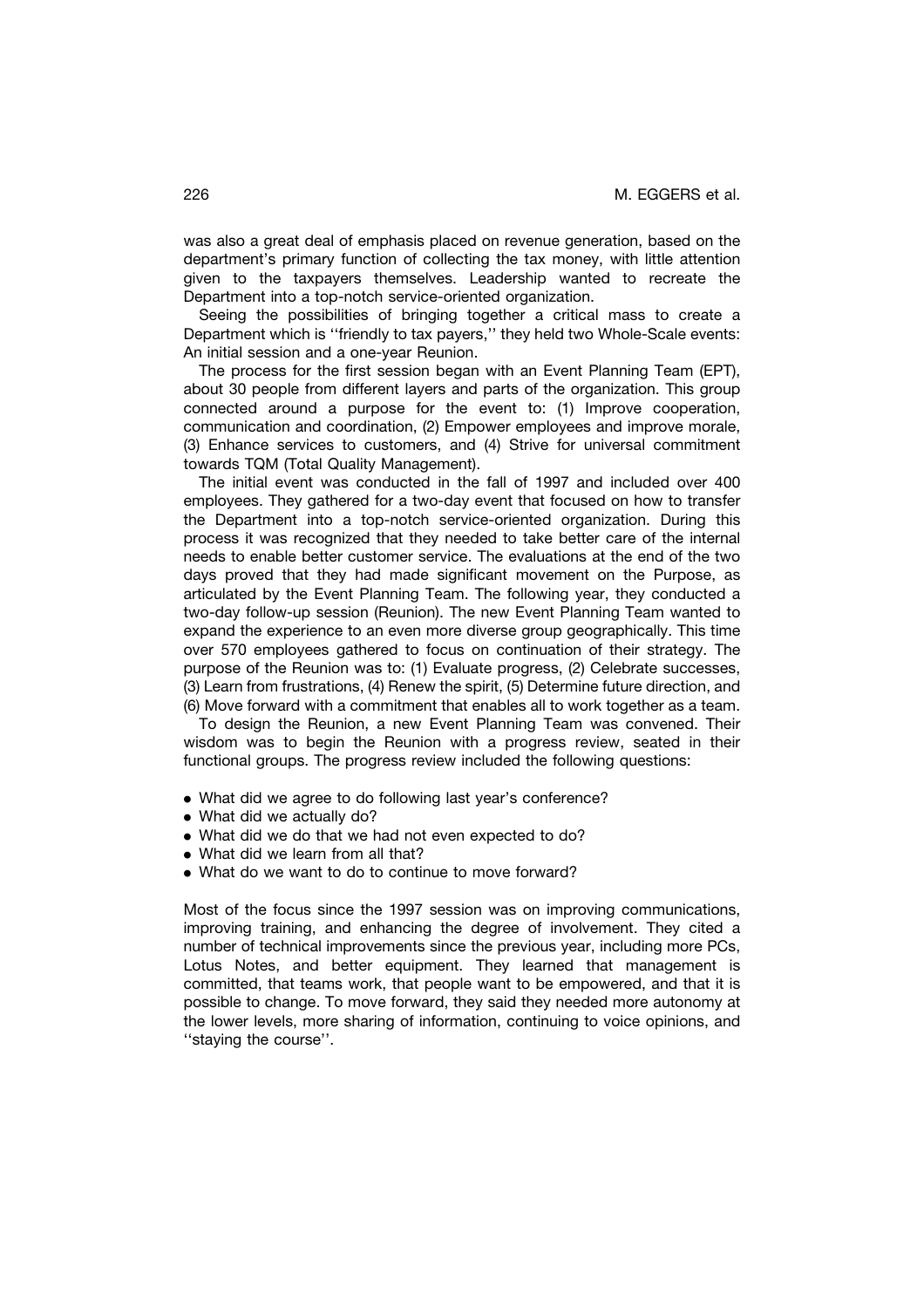was also a great deal of emphasis placed on revenue generation, based on the department's primary function of collecting the tax money, with little attention given to the taxpayers themselves. Leadership wanted to recreate the Department into a top-notch service-oriented organization.

Seeing the possibilities of bringing together a critical mass to create a Department which is ''friendly to tax payers,'' they held two Whole-Scale events: An initial session and a one-year Reunion.

The process for the first session began with an Event Planning Team (EPT), about 30 people from different layers and parts of the organization. This group connected around a purpose for the event to: (1) Improve cooperation, communication and coordination, (2) Empower employees and improve morale, (3) Enhance services to customers, and (4) Strive for universal commitment towards TQM (Total Quality Management).

The initial event was conducted in the fall of 1997 and included over 400 employees. They gathered for a two-day event that focused on how to transfer the Department into a top-notch service-oriented organization. During this process it was recognized that they needed to take better care of the internal needs to enable better customer service. The evaluations at the end of the two days proved that they had made significant movement on the Purpose, as articulated by the Event Planning Team. The following year, they conducted a two-day follow-up session (Reunion). The new Event Planning Team wanted to expand the experience to an even more diverse group geographically. This time over 570 employees gathered to focus on continuation of their strategy. The purpose of the Reunion was to: (1) Evaluate progress, (2) Celebrate successes, (3) Learn from frustrations, (4) Renew the spirit, (5) Determine future direction, and (6) Move forward with a commitment that enables all to work together as a team.

To design the Reunion, a new Event Planning Team was convened. Their wisdom was to begin the Reunion with a progress review, seated in their functional groups. The progress review included the following questions:

- What did we agree to do following last year's conference?
- What did we actually do?
- What did we do that we had not even expected to do?
- What did we learn from all that?
- What do we want to do to continue to move forward?

Most of the focus since the 1997 session was on improving communications, improving training, and enhancing the degree of involvement. They cited a number of technical improvements since the previous year, including more PCs, Lotus Notes, and better equipment. They learned that management is committed, that teams work, that people want to be empowered, and that it is possible to change. To move forward, they said they needed more autonomy at the lower levels, more sharing of information, continuing to voice opinions, and ''staying the course''.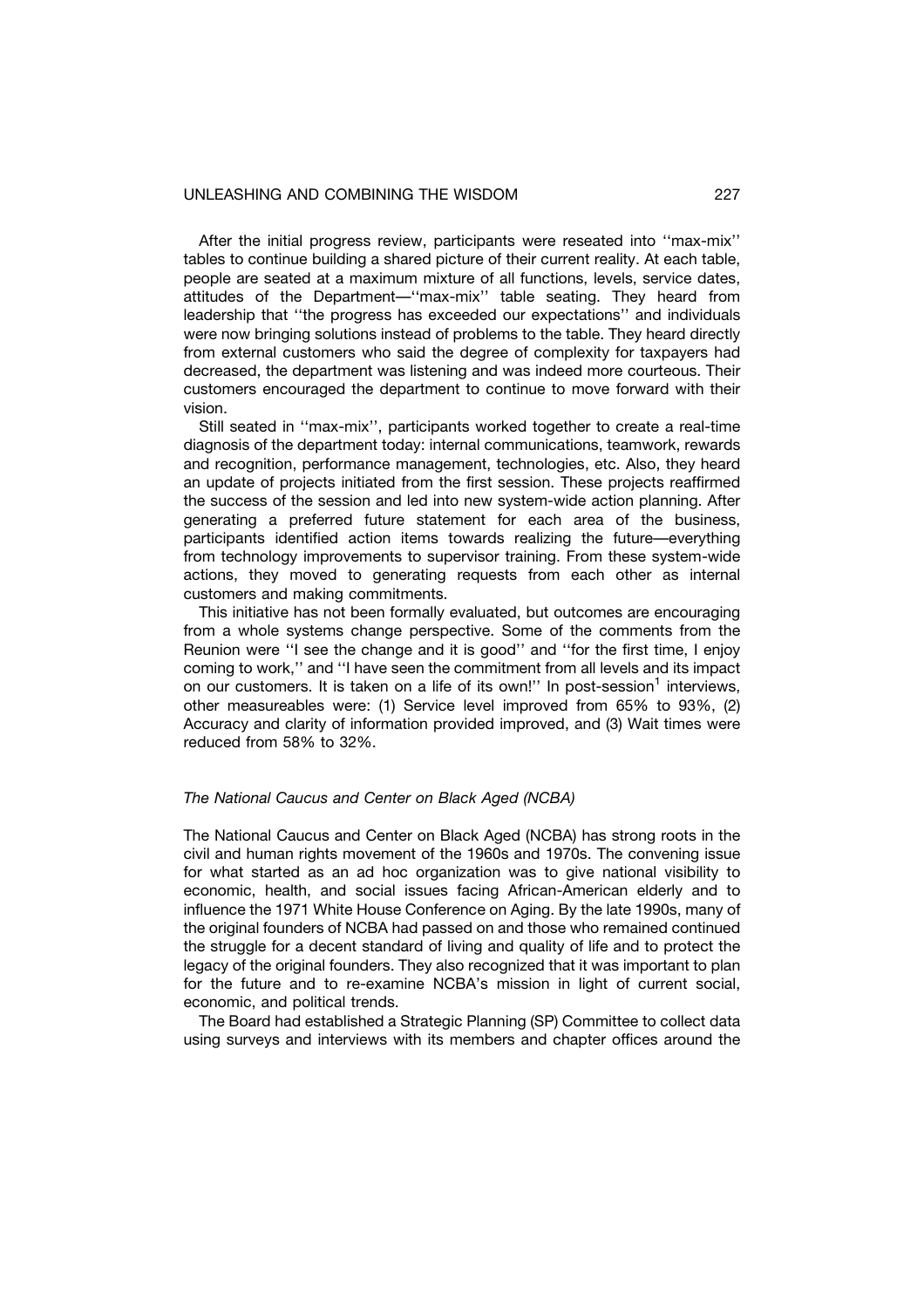After the initial progress review, participants were reseated into ''max-mix'' tables to continue building a shared picture of their current reality. At each table, people are seated at a maximum mixture of all functions, levels, service dates, attitudes of the Department—''max-mix'' table seating. They heard from leadership that ''the progress has exceeded our expectations'' and individuals were now bringing solutions instead of problems to the table. They heard directly from external customers who said the degree of complexity for taxpayers had decreased, the department was listening and was indeed more courteous. Their customers encouraged the department to continue to move forward with their vision.

Still seated in ''max-mix'', participants worked together to create a real-time diagnosis of the department today: internal communications, teamwork, rewards and recognition, performance management, technologies, etc. Also, they heard an update of projects initiated from the first session. These projects reaffirmed the success of the session and led into new system-wide action planning. After generating a preferred future statement for each area of the business, participants identified action items towards realizing the future—everything from technology improvements to supervisor training. From these system-wide actions, they moved to generating requests from each other as internal customers and making commitments.

This initiative has not been formally evaluated, but outcomes are encouraging from a whole systems change perspective. Some of the comments from the Reunion were ''I see the change and it is good'' and ''for the first time, I enjoy coming to work,'' and ''I have seen the commitment from all levels and its impact on our customers. It is taken on a life of its own!'' In post-session[1] interviews, other measureables were: (1) Service level improved from 65% to 93%, (2) Accuracy and clarity of information provided improved, and (3) Wait times were reduced from 58% to 32%.

### *The National Caucus and Center on Black Aged (NCBA)*

The National Caucus and Center on Black Aged (NCBA) has strong roots in the civil and human rights movement of the 1960s and 1970s. The convening issue for what started as an ad hoc organization was to give national visibility to economic, health, and social issues facing African-American elderly and to influence the 1971 White House Conference on Aging. By the late 1990s, many of the original founders of NCBA had passed on and those who remained continued the struggle for a decent standard of living and quality of life and to protect the legacy of the original founders. They also recognized that it was important to plan for the future and to re-examine NCBA's mission in light of current social, economic, and political trends.

The Board had established a Strategic Planning (SP) Committee to collect data using surveys and interviews with its members and chapter offices around the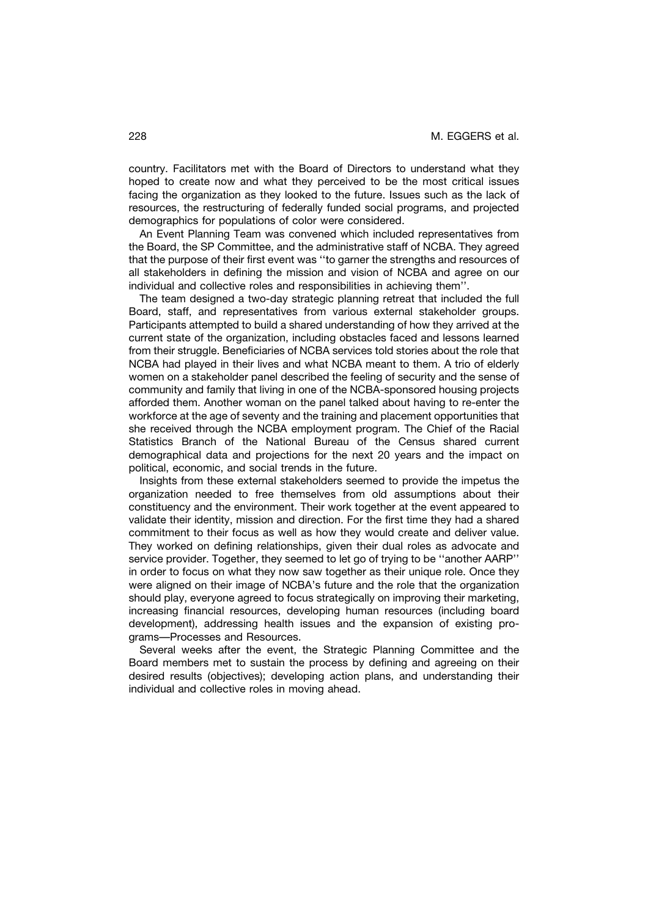country. Facilitators met with the Board of Directors to understand what they hoped to create now and what they perceived to be the most critical issues facing the organization as they looked to the future. Issues such as the lack of resources, the restructuring of federally funded social programs, and projected demographics for populations of color were considered.

An Event Planning Team was convened which included representatives from the Board, the SP Committee, and the administrative staff of NCBA. They agreed that the purpose of their first event was ''to garner the strengths and resources of all stakeholders in defining the mission and vision of NCBA and agree on our individual and collective roles and responsibilities in achieving them''.

The team designed a two-day strategic planning retreat that included the full Board, staff, and representatives from various external stakeholder groups. Participants attempted to build a shared understanding of how they arrived at the current state of the organization, including obstacles faced and lessons learned from their struggle. Beneficiaries of NCBA services told stories about the role that NCBA had played in their lives and what NCBA meant to them. A trio of elderly women on a stakeholder panel described the feeling of security and the sense of community and family that living in one of the NCBA-sponsored housing projects afforded them. Another woman on the panel talked about having to re-enter the workforce at the age of seventy and the training and placement opportunities that she received through the NCBA employment program. The Chief of the Racial Statistics Branch of the National Bureau of the Census shared current demographical data and projections for the next 20 years and the impact on political, economic, and social trends in the future.

Insights from these external stakeholders seemed to provide the impetus the organization needed to free themselves from old assumptions about their constituency and the environment. Their work together at the event appeared to validate their identity, mission and direction. For the first time they had a shared commitment to their focus as well as how they would create and deliver value. They worked on defining relationships, given their dual roles as advocate and service provider. Together, they seemed to let go of trying to be ''another AARP'' in order to focus on what they now saw together as their unique role. Once they were aligned on their image of NCBA's future and the role that the organization should play, everyone agreed to focus strategically on improving their marketing, increasing financial resources, developing human resources (including board development), addressing health issues and the expansion of existing programs—Processes and Resources.

Several weeks after the event, the Strategic Planning Committee and the Board members met to sustain the process by defining and agreeing on their desired results (objectives); developing action plans, and understanding their individual and collective roles in moving ahead.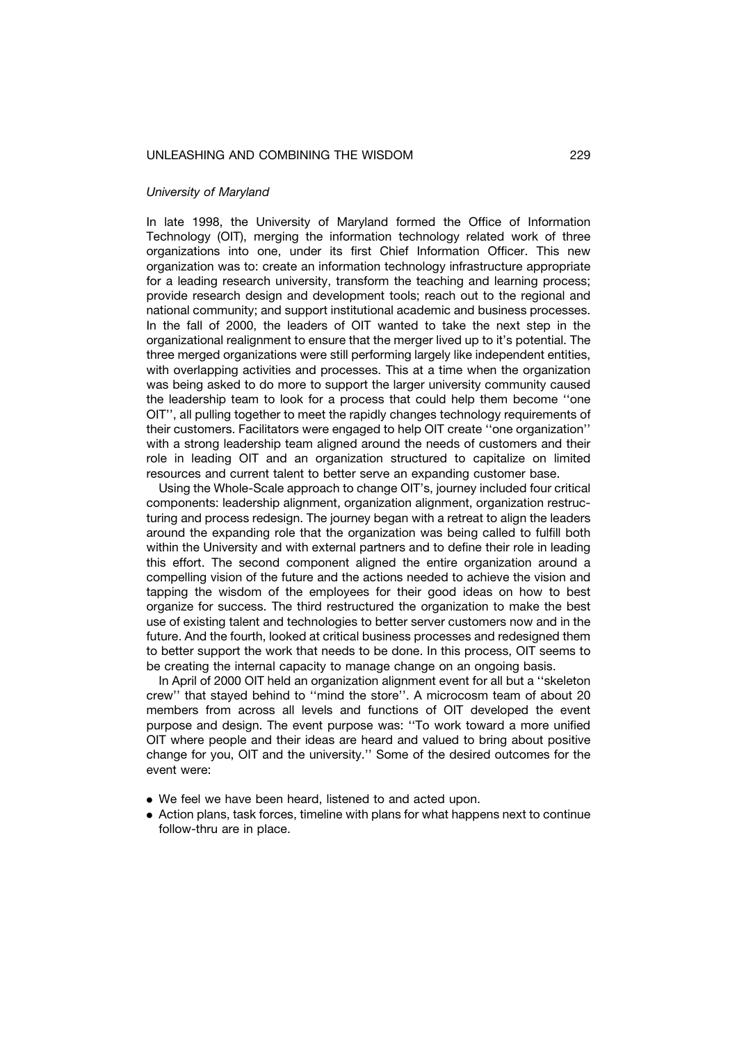*University of Maryland*

In late 1998, the University of Maryland formed the Office of Information Technology (OIT), merging the information technology related work of three organizations into one, under its first Chief Information Officer. This new organization was to: create an information technology infrastructure appropriate for a leading research university, transform the teaching and learning process; provide research design and development tools; reach out to the regional and national community; and support institutional academic and business processes. In the fall of 2000, the leaders of OIT wanted to take the next step in the organizational realignment to ensure that the merger lived up to it's potential. The three merged organizations were still performing largely like independent entities, with overlapping activities and processes. This at a time when the organization was being asked to do more to support the larger university community caused the leadership team to look for a process that could help them become ''one OIT'', all pulling together to meet the rapidly changes technology requirements of their customers. Facilitators were engaged to help OIT create ''one organization'' with a strong leadership team aligned around the needs of customers and their role in leading OIT and an organization structured to capitalize on limited resources and current talent to better serve an expanding customer base.

Using the Whole-Scale approach to change OIT's, journey included four critical components: leadership alignment, organization alignment, organization restructuring and process redesign. The journey began with a retreat to align the leaders around the expanding role that the organization was being called to fulfill both within the University and with external partners and to define their role in leading this effort. The second component aligned the entire organization around a compelling vision of the future and the actions needed to achieve the vision and tapping the wisdom of the employees for their good ideas on how to best organize for success. The third restructured the organization to make the best use of existing talent and technologies to better server customers now and in the future. And the fourth, looked at critical business processes and redesigned them to better support the work that needs to be done. In this process, OIT seems to be creating the internal capacity to manage change on an ongoing basis.

In April of 2000 OIT held an organization alignment event for all but a ''skeleton crew'' that stayed behind to ''mind the store''. A microcosm team of about 20 members from across all levels and functions of OIT developed the event purpose and design. The event purpose was: ''To work toward a more unified OIT where people and their ideas are heard and valued to bring about positive change for you, OIT and the university.'' Some of the desired outcomes for the event were:

- We feel we have been heard, listened to and acted upon.
- Action plans, task forces, timeline with plans for what happens next to continue follow-thru are in place.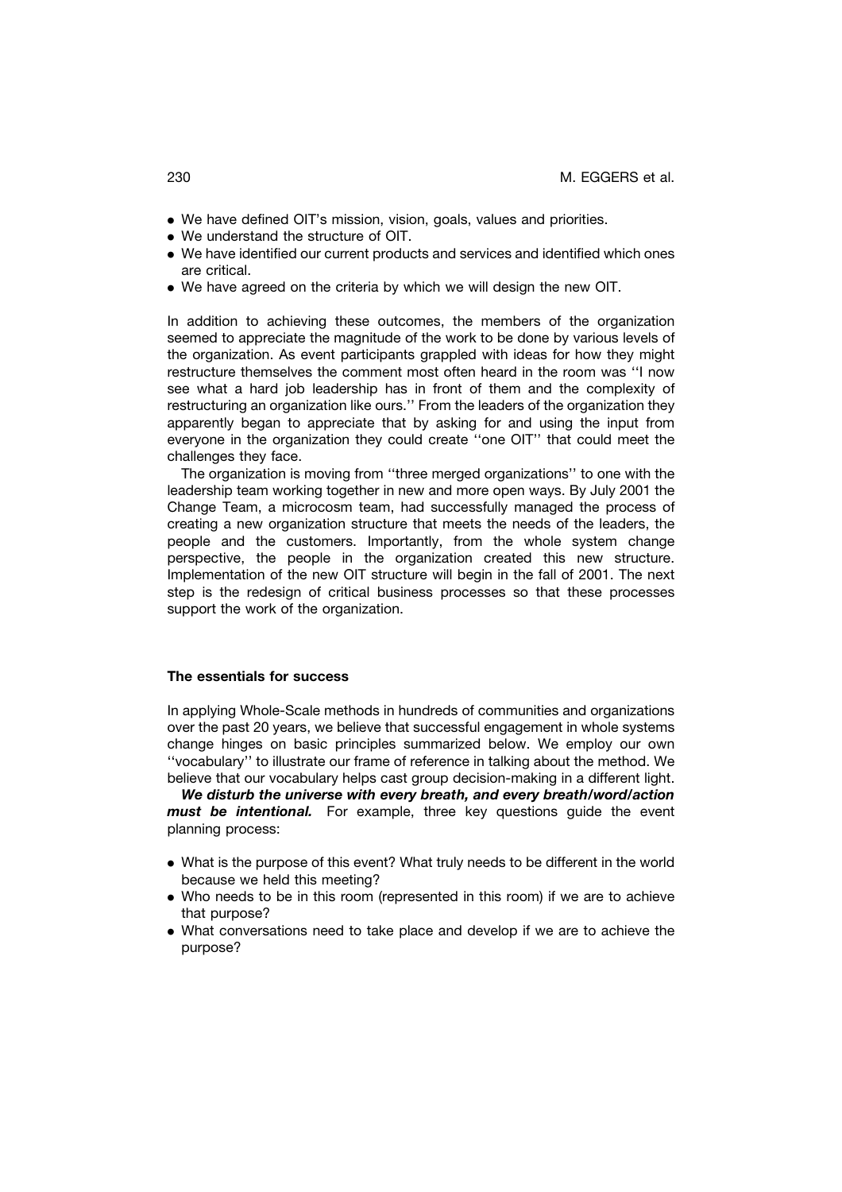- We have defined OIT's mission, vision, goals, values and priorities.
- We understand the structure of OIT.
- We have identified our current products and services and identified which ones are critical.
- We have agreed on the criteria by which we will design the new OIT.

In addition to achieving these outcomes, the members of the organization seemed to appreciate the magnitude of the work to be done by various levels of the organization. As event participants grappled with ideas for how they might restructure themselves the comment most often heard in the room was ''I now see what a hard job leadership has in front of them and the complexity of restructuring an organization like ours.'' From the leaders of the organization they apparently began to appreciate that by asking for and using the input from everyone in the organization they could create ''one OIT'' that could meet the challenges they face.

The organization is moving from ''three merged organizations'' to one with the leadership team working together in new and more open ways. By July 2001 the Change Team, a microcosm team, had successfully managed the process of creating a new organization structure that meets the needs of the leaders, the people and the customers. Importantly, from the whole system change perspective, the people in the organization created this new structure. Implementation of the new OIT structure will begin in the fall of 2001. The next step is the redesign of critical business processes so that these processes support the work of the organization.

### The essentials for success

In applying Whole-Scale methods in hundreds of communities and organizations over the past 20 years, we believe that successful engagement in whole systems change hinges on basic principles summarized below. We employ our own ''vocabulary'' to illustrate our frame of reference in talking about the method. We believe that our vocabulary helps cast group decision-making in a different light.

***We disturb the universe with every breath, and every breath/word/action must be intentional.*** For example, three key questions guide the event planning process:

- What is the purpose of this event? What truly needs to be different in the world because we held this meeting?
- Who needs to be in this room (represented in this room) if we are to achieve that purpose?
- What conversations need to take place and develop if we are to achieve the purpose?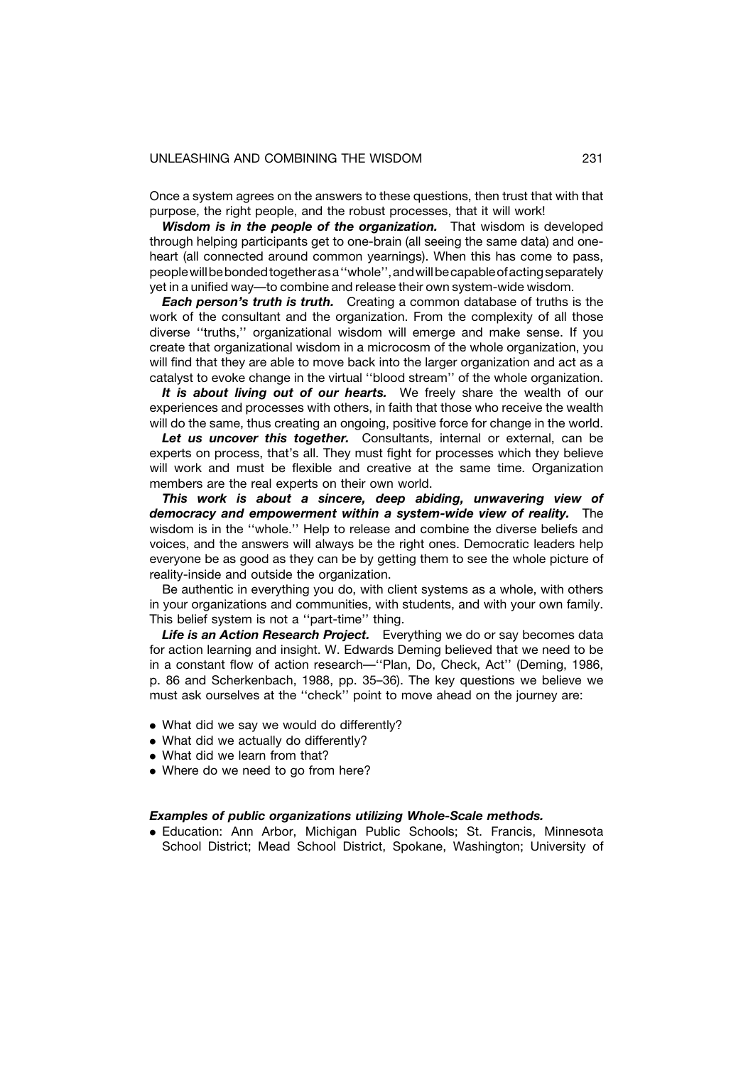Once a system agrees on the answers to these questions, then trust that with that purpose, the right people, and the robust processes, that it will work!

***Wisdom is in the people of the organization.*** That wisdom is developed through helping participants get to one-brain (all seeing the same data) and one-heart (all connected around common yearnings). When this has come to pass, people will be bonded together as a ''whole'', and will be capable of acting separately yet in a unified way—to combine and release their own system-wide wisdom.

***Each person's truth is truth.*** Creating a common database of truths is the work of the consultant and the organization. From the complexity of all those diverse ''truths,'' organizational wisdom will emerge and make sense. If you create that organizational wisdom in a microcosm of the whole organization, you will find that they are able to move back into the larger organization and act as a catalyst to evoke change in the virtual ''blood stream'' of the whole organization.

***It is about living out of our hearts.*** We freely share the wealth of our experiences and processes with others, in faith that those who receive the wealth will do the same, thus creating an ongoing, positive force for change in the world.

***Let us uncover this together.*** Consultants, internal or external, can be experts on process, that's all. They must fight for processes which they believe will work and must be flexible and creative at the same time. Organization members are the real experts on their own world.

***This work is about a sincere, deep abiding, unwavering view of democracy and empowerment within a system-wide view of reality.*** The wisdom is in the ''whole.'' Help to release and combine the diverse beliefs and voices, and the answers will always be the right ones. Democratic leaders help everyone be as good as they can be by getting them to see the whole picture of reality-inside and outside the organization.

Be authentic in everything you do, with client systems as a whole, with others in your organizations and communities, with students, and with your own family. This belief system is not a ''part-time'' thing.

***Life is an Action Research Project.*** Everything we do or say becomes data for action learning and insight. W. Edwards Deming believed that we need to be in a constant flow of action research—''Plan, Do, Check, Act'' (Deming, 1986, p. 86 and Scherkenbach, 1988, pp. 35–36). The key questions we believe we must ask ourselves at the ''check'' point to move ahead on the journey are:

- What did we say we would do differently?
- What did we actually do differently?
- What did we learn from that?
- Where do we need to go from here?

***Examples of public organizations utilizing Whole-Scale methods.***

- Education: Ann Arbor, Michigan Public Schools; St. Francis, Minnesota School District; Mead School District, Spokane, Washington; University of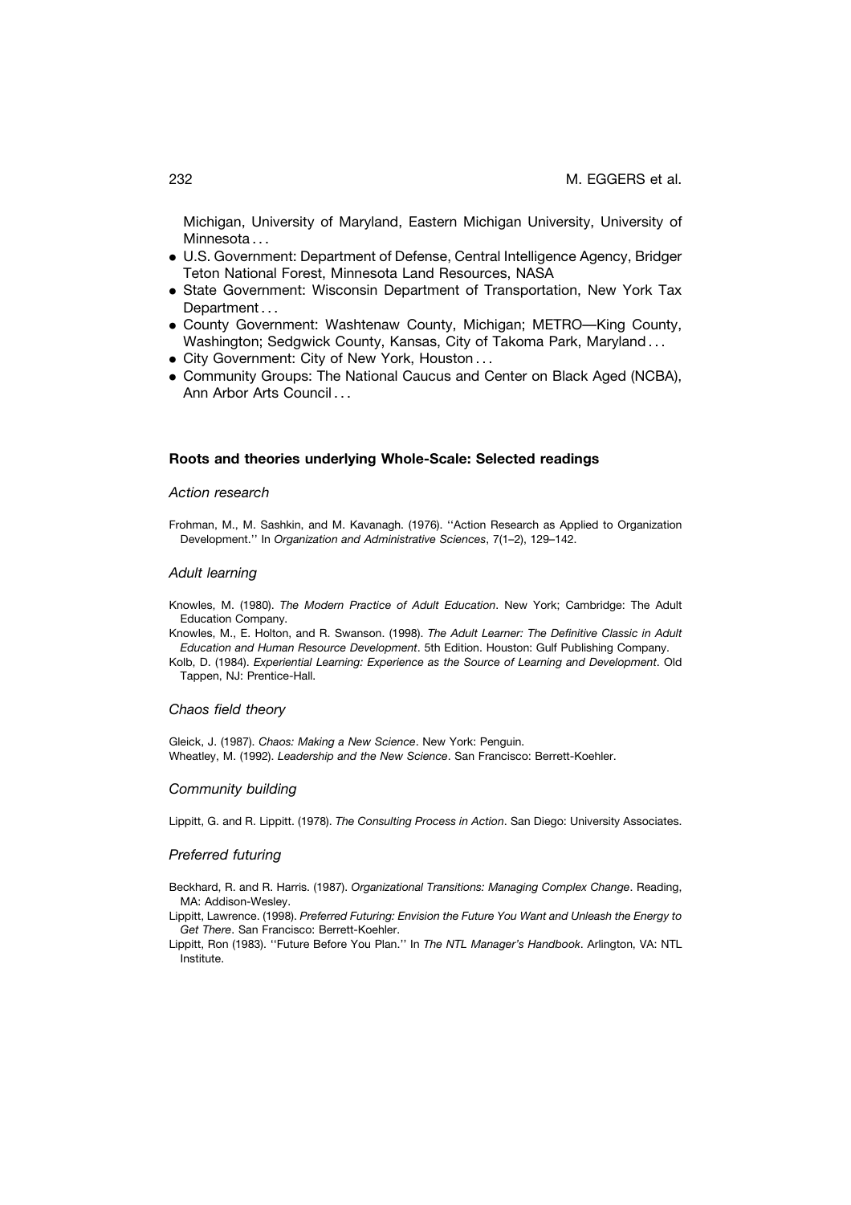Michigan, University of Maryland, Eastern Michigan University, University of Minnesota . . .

- U.S. Government: Department of Defense, Central Intelligence Agency, Bridger Teton National Forest, Minnesota Land Resources, NASA
- State Government: Wisconsin Department of Transportation, New York Tax Department . . .
- County Government: Washtenaw County, Michigan; METRO—King County, Washington; Sedgwick County, Kansas, City of Takoma Park, Maryland . . .
- City Government: City of New York, Houston . . .
- Community Groups: The National Caucus and Center on Black Aged (NCBA), Ann Arbor Arts Council . . .

## Roots and theories underlying Whole-Scale: Selected readings

### *Action research*

Frohman, M., M. Sashkin, and M. Kavanagh. (1976). ''Action Research as Applied to Organization Development.'' In *Organization and Administrative Sciences*, 7(1–2), 129–142.

### *Adult learning*

Knowles, M. (1980). *The Modern Practice of Adult Education*. New York; Cambridge: The Adult Education Company.

Knowles, M., E. Holton, and R. Swanson. (1998). *The Adult Learner: The Definitive Classic in Adult Education and Human Resource Development*. 5th Edition. Houston: Gulf Publishing Company.

Kolb, D. (1984). *Experiential Learning: Experience as the Source of Learning and Development*. Old Tappen, NJ: Prentice-Hall.

### *Chaos field theory*

Gleick, J. (1987). *Chaos: Making a New Science*. New York: Penguin.

Wheatley, M. (1992). *Leadership and the New Science*. San Francisco: Berrett-Koehler.

### *Community building*

Lippitt, G. and R. Lippitt. (1978). *The Consulting Process in Action*. San Diego: University Associates.

### *Preferred futuring*

Beckhard, R. and R. Harris. (1987). *Organizational Transitions: Managing Complex Change*. Reading, MA: Addison-Wesley.

Lippitt, Lawrence. (1998). *Preferred Futuring: Envision the Future You Want and Unleash the Energy to Get There*. San Francisco: Berrett-Koehler.

Lippitt, Ron (1983). ''Future Before You Plan.'' In *The NTL Manager's Handbook*. Arlington, VA: NTL Institute.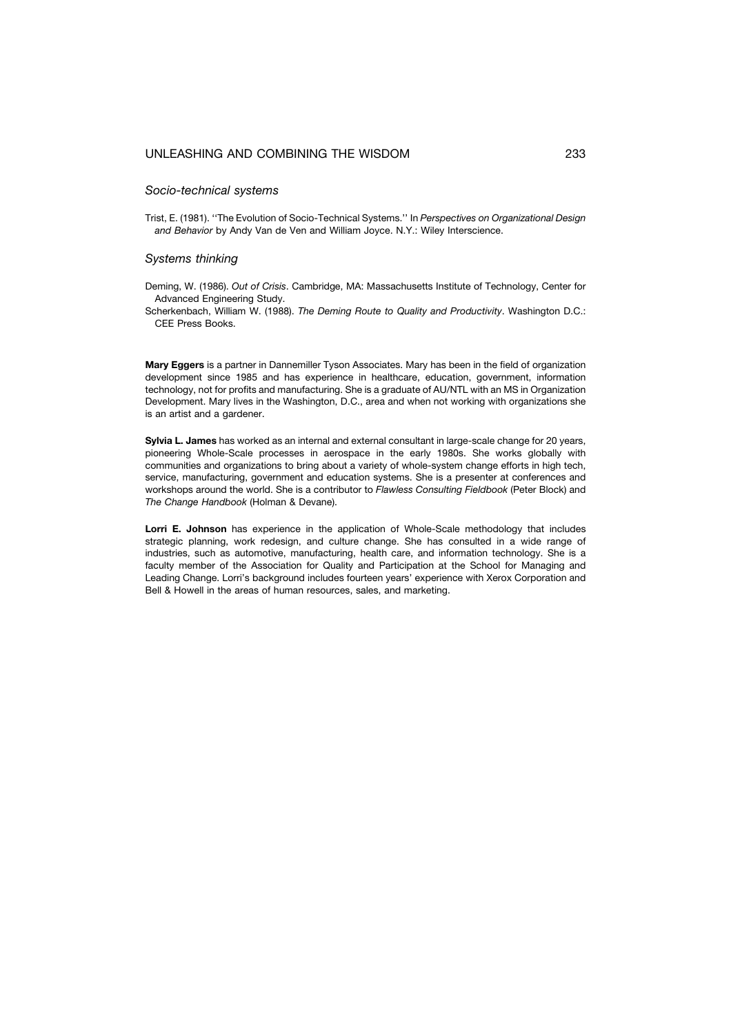### *Socio-technical systems*

Trist, E. (1981). ''The Evolution of Socio-Technical Systems.'' In *Perspectives on Organizational Design and Behavior* by Andy Van de Ven and William Joyce. N.Y.: Wiley Interscience.

### *Systems thinking*

Deming, W. (1986). *Out of Crisis*. Cambridge, MA: Massachusetts Institute of Technology, Center for Advanced Engineering Study.

Scherkenbach, William W. (1988). *The Deming Route to Quality and Productivity*. Washington D.C.: CEE Press Books.

**Mary Eggers** is a partner in Dannemiller Tyson Associates. Mary has been in the field of organization development since 1985 and has experience in healthcare, education, government, information technology, not for profits and manufacturing. She is a graduate of AU/NTL with an MS in Organization Development. Mary lives in the Washington, D.C., area and when not working with organizations she is an artist and a gardener.

**Sylvia L. James** has worked as an internal and external consultant in large-scale change for 20 years, pioneering Whole-Scale processes in aerospace in the early 1980s. She works globally with communities and organizations to bring about a variety of whole-system change efforts in high tech, service, manufacturing, government and education systems. She is a presenter at conferences and workshops around the world. She is a contributor to *Flawless Consulting Fieldbook* (Peter Block) and *The Change Handbook* (Holman & Devane).

**Lorri E. Johnson** has experience in the application of Whole-Scale methodology that includes strategic planning, work redesign, and culture change. She has consulted in a wide range of industries, such as automotive, manufacturing, health care, and information technology. She is a faculty member of the Association for Quality and Participation at the School for Managing and Leading Change. Lorri's background includes fourteen years' experience with Xerox Corporation and Bell & Howell in the areas of human resources, sales, and marketing.